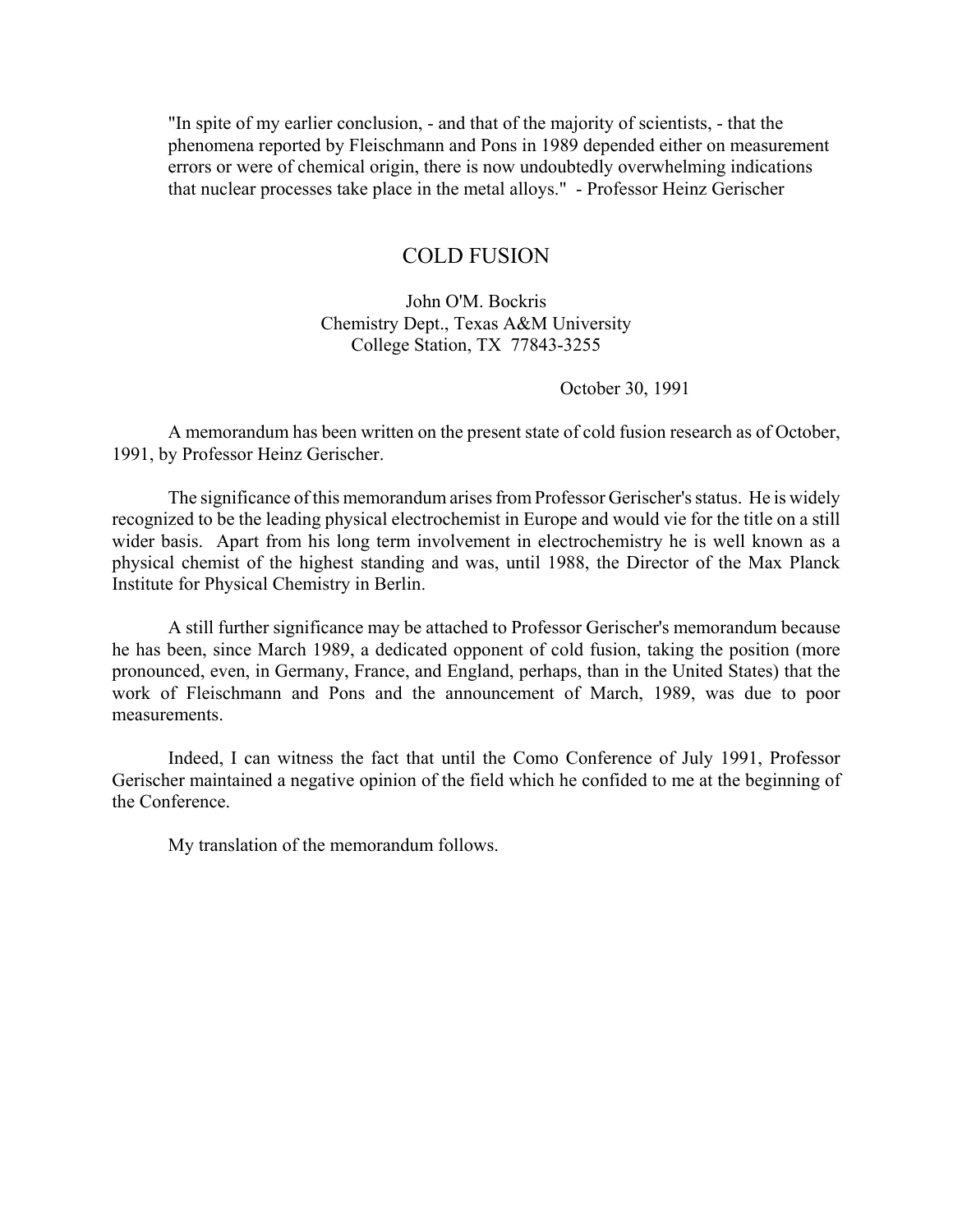"In spite of my earlier conclusion, - and that of the majority of scientists, - that the phenomena reported by Fleischmann and Pons in 1989 depended either on measurement errors or were of chemical origin, there is now undoubtedly overwhelming indications that nuclear processes take place in the metal alloys." - Professor Heinz Gerischer

# COLD FUSION

John O'M. Bockris
Chemistry Dept., Texas A&M University
College Station, TX 77843-3255

October 30, 1991

A memorandum has been written on the present state of cold fusion research as of October, 1991, by Professor Heinz Gerischer.

The significance of this memorandum arises from Professor Gerischer's status. He is widely recognized to be the leading physical electrochemist in Europe and would vie for the title on a still wider basis. Apart from his long term involvement in electrochemistry he is well known as a physical chemist of the highest standing and was, until 1988, the Director of the Max Planck Institute for Physical Chemistry in Berlin.

A still further significance may be attached to Professor Gerischer's memorandum because he has been, since March 1989, a dedicated opponent of cold fusion, taking the position (more pronounced, even, in Germany, France, and England, perhaps, than in the United States) that the work of Fleischmann and Pons and the announcement of March, 1989, was due to poor measurements.

Indeed, I can witness the fact that until the Como Conference of July 1991, Professor Gerischer maintained a negative opinion of the field which he confided to me at the beginning of the Conference.

My translation of the memorandum follows.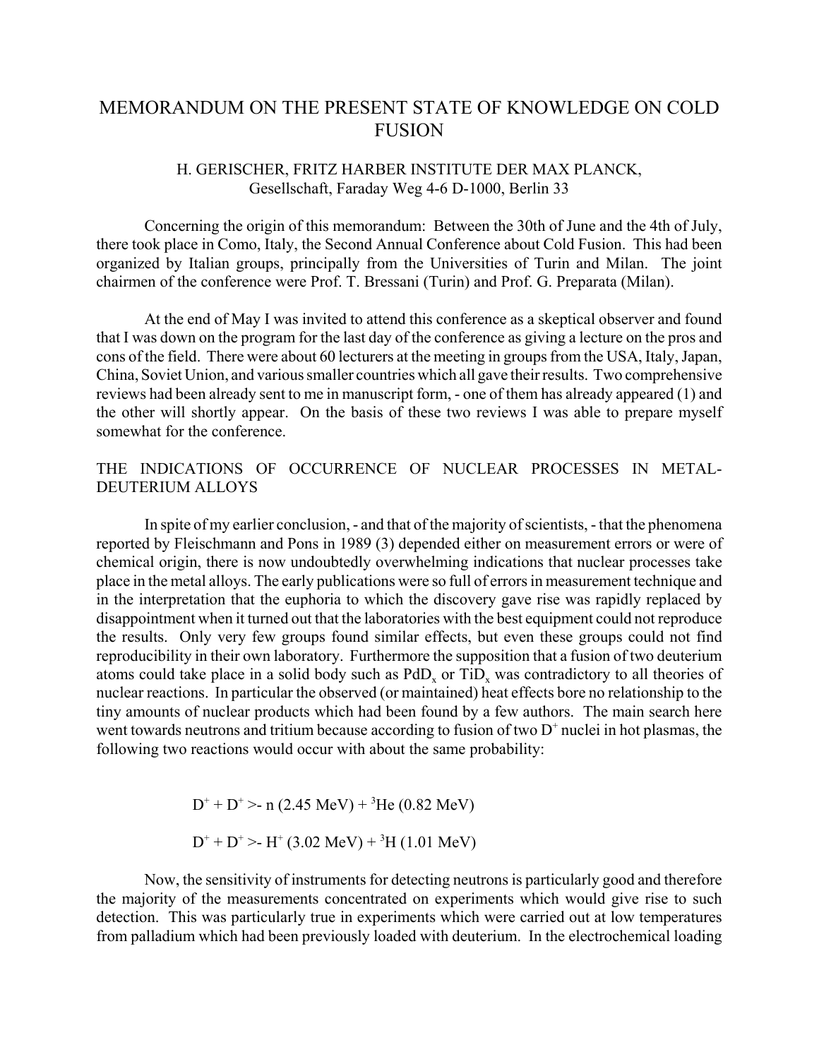# MEMORANDUM ON THE PRESENT STATE OF KNOWLEDGE ON COLD FUSION

H. GERISCHER, FRITZ HARBER INSTITUTE DER MAX PLANCK, Gesellschaft, Faraday Weg 4-6 D-1000, Berlin 33

Concerning the origin of this memorandum: Between the 30th of June and the 4th of July, there took place in Como, Italy, the Second Annual Conference about Cold Fusion. This had been organized by Italian groups, principally from the Universities of Turin and Milan. The joint chairmen of the conference were Prof. T. Bressani (Turin) and Prof. G. Preparata (Milan).

At the end of May I was invited to attend this conference as a skeptical observer and found that I was down on the program for the last day of the conference as giving a lecture on the pros and cons of the field. There were about 60 lecturers at the meeting in groups from the USA, Italy, Japan, China, Soviet Union, and various smaller countries which all gave their results. Two comprehensive reviews had been already sent to me in manuscript form, - one of them has already appeared (1) and the other will shortly appear. On the basis of these two reviews I was able to prepare myself somewhat for the conference.

## THE INDICATIONS OF OCCURRENCE OF NUCLEAR PROCESSES IN METAL-DEUTERIUM ALLOYS

In spite of my earlier conclusion, - and that of the majority of scientists, - that the phenomena reported by Fleischmann and Pons in 1989 (3) depended either on measurement errors or were of chemical origin, there is now undoubtedly overwhelming indications that nuclear processes take place in the metal alloys. The early publications were so full of errors in measurement technique and in the interpretation that the euphoria to which the discovery gave rise was rapidly replaced by disappointment when it turned out that the laboratories with the best equipment could not reproduce the results. Only very few groups found similar effects, but even these groups could not find reproducibility in their own laboratory. Furthermore the supposition that a fusion of two deuterium atoms could take place in a solid body such as $PdD_x$ or $TiD_x$ was contradictory to all theories of nuclear reactions. In particular the observed (or maintained) heat effects bore no relationship to the tiny amounts of nuclear products which had been found by a few authors. The main search here went towards neutrons and tritium because according to fusion of two $D^+$ nuclei in hot plasmas, the following two reactions would occur with about the same probability:

$$D^+ + D^+ \succ\!- \ n\ (2.45\ \text{MeV}) + {}^3He\ (0.82\ \text{MeV})$$

$$D^+ + D^+ \succ\!- \ H^+\ (3.02\ \text{MeV}) + {}^3H\ (1.01\ \text{MeV})$$

Now, the sensitivity of instruments for detecting neutrons is particularly good and therefore the majority of the measurements concentrated on experiments which would give rise to such detection. This was particularly true in experiments which were carried out at low temperatures from palladium which had been previously loaded with deuterium. In the electrochemical loading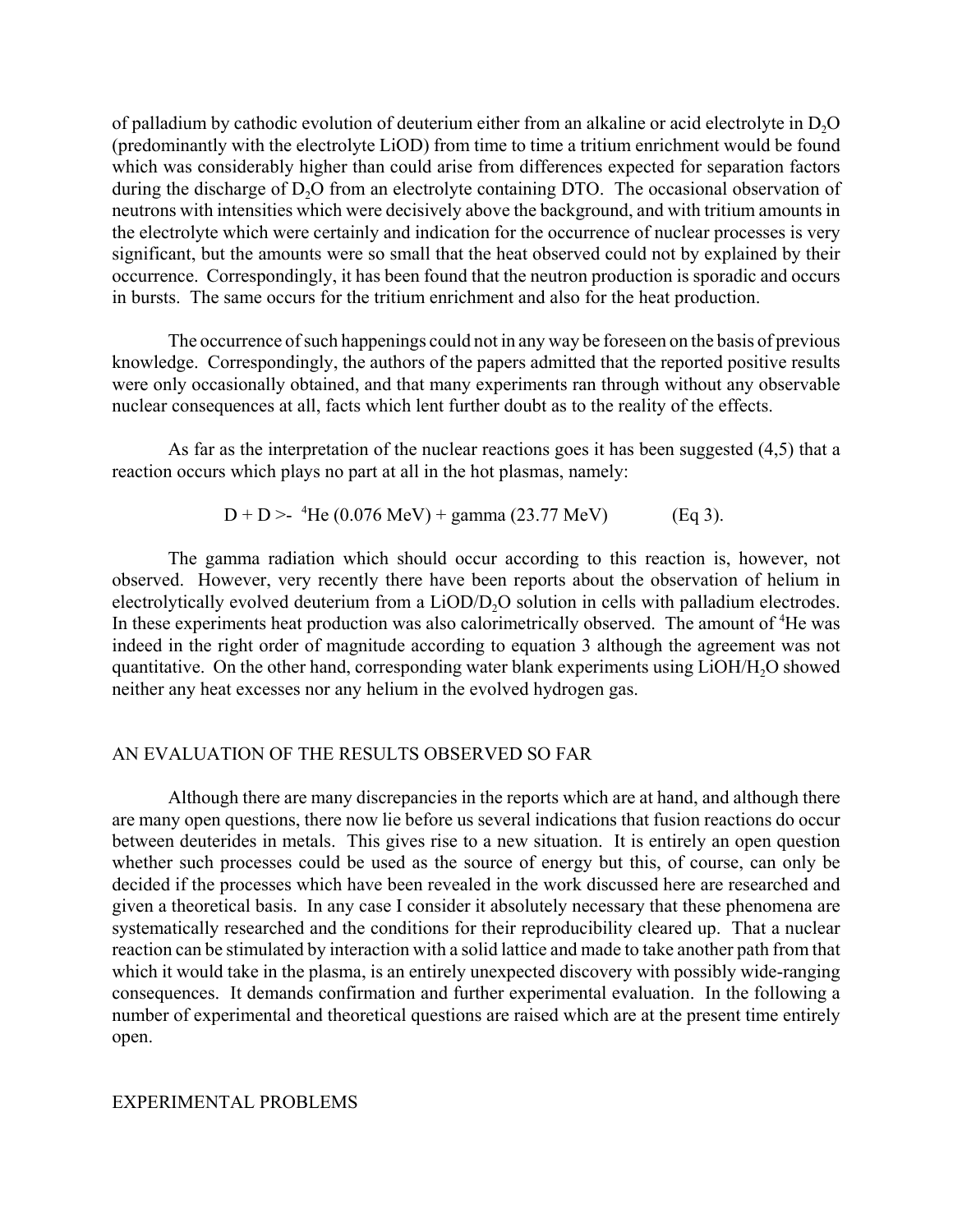of palladium by cathodic evolution of deuterium either from an alkaline or acid electrolyte in $D_2O$ (predominantly with the electrolyte LiOD) from time to time a tritium enrichment would be found which was considerably higher than could arise from differences expected for separation factors during the discharge of $D_2O$ from an electrolyte containing DTO. The occasional observation of neutrons with intensities which were decisively above the background, and with tritium amounts in the electrolyte which were certainly and indication for the occurrence of nuclear processes is very significant, but the amounts were so small that the heat observed could not by explained by their occurrence. Correspondingly, it has been found that the neutron production is sporadic and occurs in bursts. The same occurs for the tritium enrichment and also for the heat production.

The occurrence of such happenings could not in any way be foreseen on the basis of previous knowledge. Correspondingly, the authors of the papers admitted that the reported positive results were only occasionally obtained, and that many experiments ran through without any observable nuclear consequences at all, facts which lent further doubt as to the reality of the effects.

As far as the interpretation of the nuclear reactions goes it has been suggested (4,5) that a reaction occurs which plays no part at all in the hot plasmas, namely:

$$D + D >- \ {}^{4}He\ (0.076\ MeV) + gamma\ (23.77\ MeV) \qquad (Eq\ 3).$$

The gamma radiation which should occur according to this reaction is, however, not observed. However, very recently there have been reports about the observation of helium in electrolytically evolved deuterium from a $LiOD/D_2O$ solution in cells with palladium electrodes. In these experiments heat production was also calorimetrically observed. The amount of $^{4}He$ was indeed in the right order of magnitude according to equation 3 although the agreement was not quantitative. On the other hand, corresponding water blank experiments using $LiOH/H_2O$ showed neither any heat excesses nor any helium in the evolved hydrogen gas.

## AN EVALUATION OF THE RESULTS OBSERVED SO FAR

Although there are many discrepancies in the reports which are at hand, and although there are many open questions, there now lie before us several indications that fusion reactions do occur between deuterides in metals. This gives rise to a new situation. It is entirely an open question whether such processes could be used as the source of energy but this, of course, can only be decided if the processes which have been revealed in the work discussed here are researched and given a theoretical basis. In any case I consider it absolutely necessary that these phenomena are systematically researched and the conditions for their reproducibility cleared up. That a nuclear reaction can be stimulated by interaction with a solid lattice and made to take another path from that which it would take in the plasma, is an entirely unexpected discovery with possibly wide-ranging consequences. It demands confirmation and further experimental evaluation. In the following a number of experimental and theoretical questions are raised which are at the present time entirely open.

## EXPERIMENTAL PROBLEMS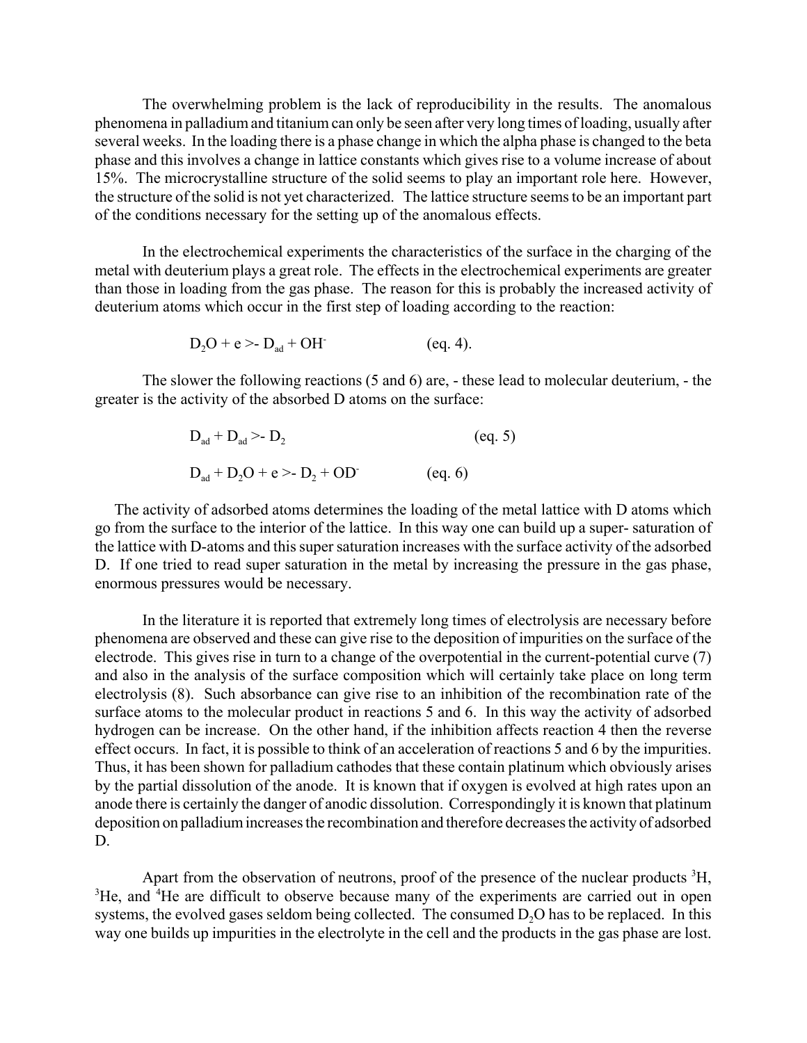The overwhelming problem is the lack of reproducibility in the results. The anomalous phenomena in palladium and titanium can only be seen after very long times of loading, usually after several weeks. In the loading there is a phase change in which the alpha phase is changed to the beta phase and this involves a change in lattice constants which gives rise to a volume increase of about 15%. The microcrystalline structure of the solid seems to play an important role here. However, the structure of the solid is not yet characterized. The lattice structure seems to be an important part of the conditions necessary for the setting up of the anomalous effects.

In the electrochemical experiments the characteristics of the surface in the charging of the metal with deuterium plays a great role. The effects in the electrochemical experiments are greater than those in loading from the gas phase. The reason for this is probably the increased activity of deuterium atoms which occur in the first step of loading according to the reaction:

$$D_2O + e \rightarrow D_{ad} + OH^- \qquad \text{(eq. 4)}.$$

The slower the following reactions (5 and 6) are, - these lead to molecular deuterium, - the greater is the activity of the absorbed D atoms on the surface:

$$D_{ad} + D_{ad} \rightarrow D_2 \qquad \text{(eq. 5)}$$

$$D_{ad} + D_2O + e \rightarrow D_2 + OD^- \qquad \text{(eq. 6)}$$

The activity of adsorbed atoms determines the loading of the metal lattice with D atoms which go from the surface to the interior of the lattice. In this way one can build up a super- saturation of the lattice with D-atoms and this super saturation increases with the surface activity of the adsorbed D. If one tried to read super saturation in the metal by increasing the pressure in the gas phase, enormous pressures would be necessary.

In the literature it is reported that extremely long times of electrolysis are necessary before phenomena are observed and these can give rise to the deposition of impurities on the surface of the electrode. This gives rise in turn to a change of the overpotential in the current-potential curve (7) and also in the analysis of the surface composition which will certainly take place on long term electrolysis (8). Such absorbance can give rise to an inhibition of the recombination rate of the surface atoms to the molecular product in reactions 5 and 6. In this way the activity of adsorbed hydrogen can be increase. On the other hand, if the inhibition affects reaction 4 then the reverse effect occurs. In fact, it is possible to think of an acceleration of reactions 5 and 6 by the impurities. Thus, it has been shown for palladium cathodes that these contain platinum which obviously arises by the partial dissolution of the anode. It is known that if oxygen is evolved at high rates upon an anode there is certainly the danger of anodic dissolution. Correspondingly it is known that platinum deposition on palladium increases the recombination and therefore decreases the activity of adsorbed D.

Apart from the observation of neutrons, proof of the presence of the nuclear products $^3H$, $^3He$, and $^4He$ are difficult to observe because many of the experiments are carried out in open systems, the evolved gases seldom being collected. The consumed $D_2O$ has to be replaced. In this way one builds up impurities in the electrolyte in the cell and the products in the gas phase are lost.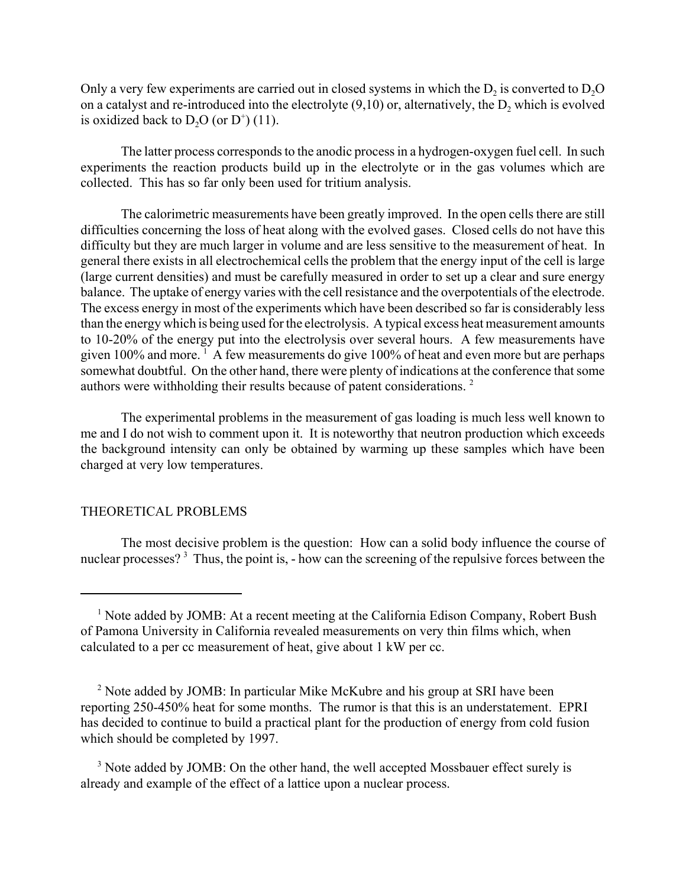Only a very few experiments are carried out in closed systems in which the $D_2$ is converted to $D_2O$ on a catalyst and re-introduced into the electrolyte (9,10) or, alternatively, the $D_2$ which is evolved is oxidized back to $D_2O$ (or $D^+$) (11).

The latter process corresponds to the anodic process in a hydrogen-oxygen fuel cell. In such experiments the reaction products build up in the electrolyte or in the gas volumes which are collected. This has so far only been used for tritium analysis.

The calorimetric measurements have been greatly improved. In the open cells there are still difficulties concerning the loss of heat along with the evolved gases. Closed cells do not have this difficulty but they are much larger in volume and are less sensitive to the measurement of heat. In general there exists in all electrochemical cells the problem that the energy input of the cell is large (large current densities) and must be carefully measured in order to set up a clear and sure energy balance. The uptake of energy varies with the cell resistance and the overpotentials of the electrode. The excess energy in most of the experiments which have been described so far is considerably less than the energy which is being used for the electrolysis. A typical excess heat measurement amounts to 10-20% of the energy put into the electrolysis over several hours. A few measurements have given 100% and more. [1] A few measurements do give 100% of heat and even more but are perhaps somewhat doubtful. On the other hand, there were plenty of indications at the conference that some authors were withholding their results because of patent considerations. [2]

The experimental problems in the measurement of gas loading is much less well known to me and I do not wish to comment upon it. It is noteworthy that neutron production which exceeds the background intensity can only be obtained by warming up these samples which have been charged at very low temperatures.

## THEORETICAL PROBLEMS

The most decisive problem is the question: How can a solid body influence the course of nuclear processes? [3] Thus, the point is, - how can the screening of the repulsive forces between the

---

[1] Note added by JOMB: At a recent meeting at the California Edison Company, Robert Bush of Pamona University in California revealed measurements on very thin films which, when calculated to a per cc measurement of heat, give about 1 kW per cc.

[2] Note added by JOMB: In particular Mike McKubre and his group at SRI have been reporting 250-450% heat for some months. The rumor is that this is an understatement. EPRI has decided to continue to build a practical plant for the production of energy from cold fusion which should be completed by 1997.

[3] Note added by JOMB: On the other hand, the well accepted Mossbauer effect surely is already and example of the effect of a lattice upon a nuclear process.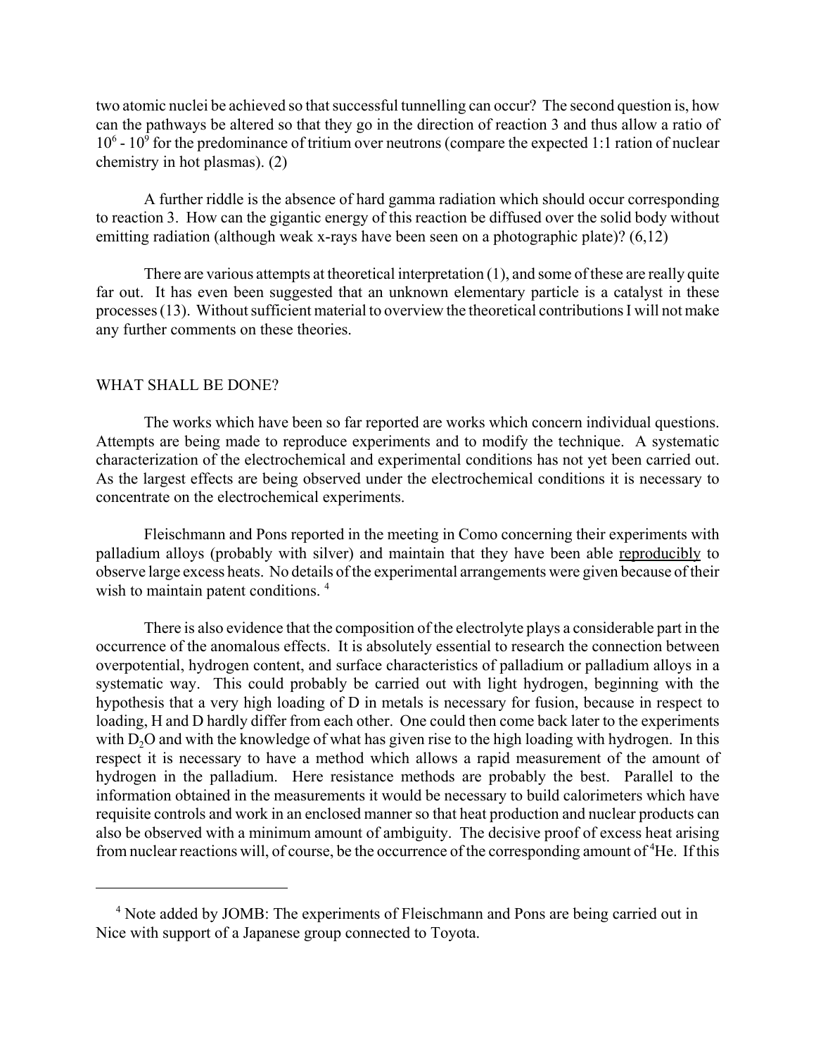two atomic nuclei be achieved so that successful tunnelling can occur? The second question is, how can the pathways be altered so that they go in the direction of reaction 3 and thus allow a ratio of $10^6$ - $10^9$ for the predominance of tritium over neutrons (compare the expected 1:1 ration of nuclear chemistry in hot plasmas). (2)

A further riddle is the absence of hard gamma radiation which should occur corresponding to reaction 3. How can the gigantic energy of this reaction be diffused over the solid body without emitting radiation (although weak x-rays have been seen on a photographic plate)? (6,12)

There are various attempts at theoretical interpretation (1), and some of these are really quite far out. It has even been suggested that an unknown elementary particle is a catalyst in these processes (13). Without sufficient material to overview the theoretical contributions I will not make any further comments on these theories.

## WHAT SHALL BE DONE?

The works which have been so far reported are works which concern individual questions. Attempts are being made to reproduce experiments and to modify the technique. A systematic characterization of the electrochemical and experimental conditions has not yet been carried out. As the largest effects are being observed under the electrochemical conditions it is necessary to concentrate on the electrochemical experiments.

Fleischmann and Pons reported in the meeting in Como concerning their experiments with palladium alloys (probably with silver) and maintain that they have been able reproducibly to observe large excess heats. No details of the experimental arrangements were given because of their wish to maintain patent conditions. [4]

There is also evidence that the composition of the electrolyte plays a considerable part in the occurrence of the anomalous effects. It is absolutely essential to research the connection between overpotential, hydrogen content, and surface characteristics of palladium or palladium alloys in a systematic way. This could probably be carried out with light hydrogen, beginning with the hypothesis that a very high loading of D in metals is necessary for fusion, because in respect to loading, H and D hardly differ from each other. One could then come back later to the experiments with $D_2O$ and with the knowledge of what has given rise to the high loading with hydrogen. In this respect it is necessary to have a method which allows a rapid measurement of the amount of hydrogen in the palladium. Here resistance methods are probably the best. Parallel to the information obtained in the measurements it would be necessary to build calorimeters which have requisite controls and work in an enclosed manner so that heat production and nuclear products can also be observed with a minimum amount of ambiguity. The decisive proof of excess heat arising from nuclear reactions will, of course, be the occurrence of the corresponding amount of $^4He$. If this

---

[4] Note added by JOMB: The experiments of Fleischmann and Pons are being carried out in Nice with support of a Japanese group connected to Toyota.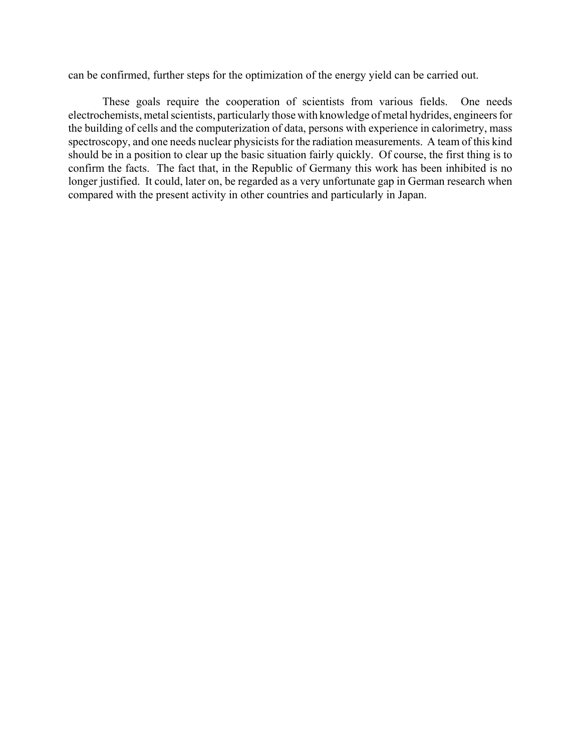can be confirmed, further steps for the optimization of the energy yield can be carried out.

These goals require the cooperation of scientists from various fields. One needs electrochemists, metal scientists, particularly those with knowledge of metal hydrides, engineers for the building of cells and the computerization of data, persons with experience in calorimetry, mass spectroscopy, and one needs nuclear physicists for the radiation measurements. A team of this kind should be in a position to clear up the basic situation fairly quickly. Of course, the first thing is to confirm the facts. The fact that, in the Republic of Germany this work has been inhibited is no longer justified. It could, later on, be regarded as a very unfortunate gap in German research when compared with the present activity in other countries and particularly in Japan.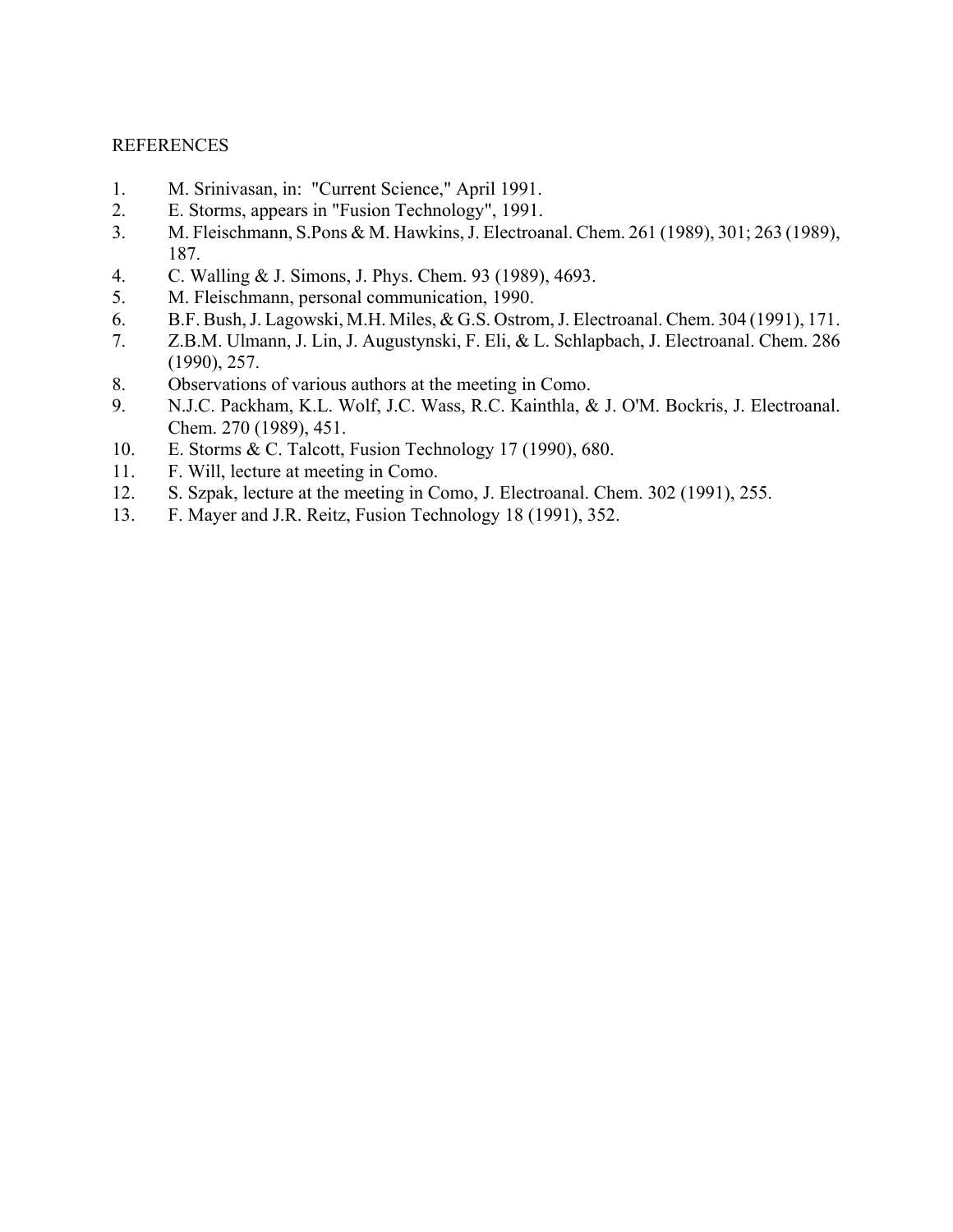REFERENCES

1. M. Srinivasan, in: "Current Science," April 1991.
2. E. Storms, appears in "Fusion Technology", 1991.
3. M. Fleischmann, S.Pons & M. Hawkins, J. Electroanal. Chem. 261 (1989), 301; 263 (1989), 187.
4. C. Walling & J. Simons, J. Phys. Chem. 93 (1989), 4693.
5. M. Fleischmann, personal communication, 1990.
6. B.F. Bush, J. Lagowski, M.H. Miles, & G.S. Ostrom, J. Electroanal. Chem. 304 (1991), 171.
7. Z.B.M. Ulmann, J. Lin, J. Augustynski, F. Eli, & L. Schlapbach, J. Electroanal. Chem. 286 (1990), 257.
8. Observations of various authors at the meeting in Como.
9. N.J.C. Packham, K.L. Wolf, J.C. Wass, R.C. Kainthla, & J. O'M. Bockris, J. Electroanal. Chem. 270 (1989), 451.
10. E. Storms & C. Talcott, Fusion Technology 17 (1990), 680.
11. F. Will, lecture at meeting in Como.
12. S. Szpak, lecture at the meeting in Como, J. Electroanal. Chem. 302 (1991), 255.
13. F. Mayer and J.R. Reitz, Fusion Technology 18 (1991), 352.